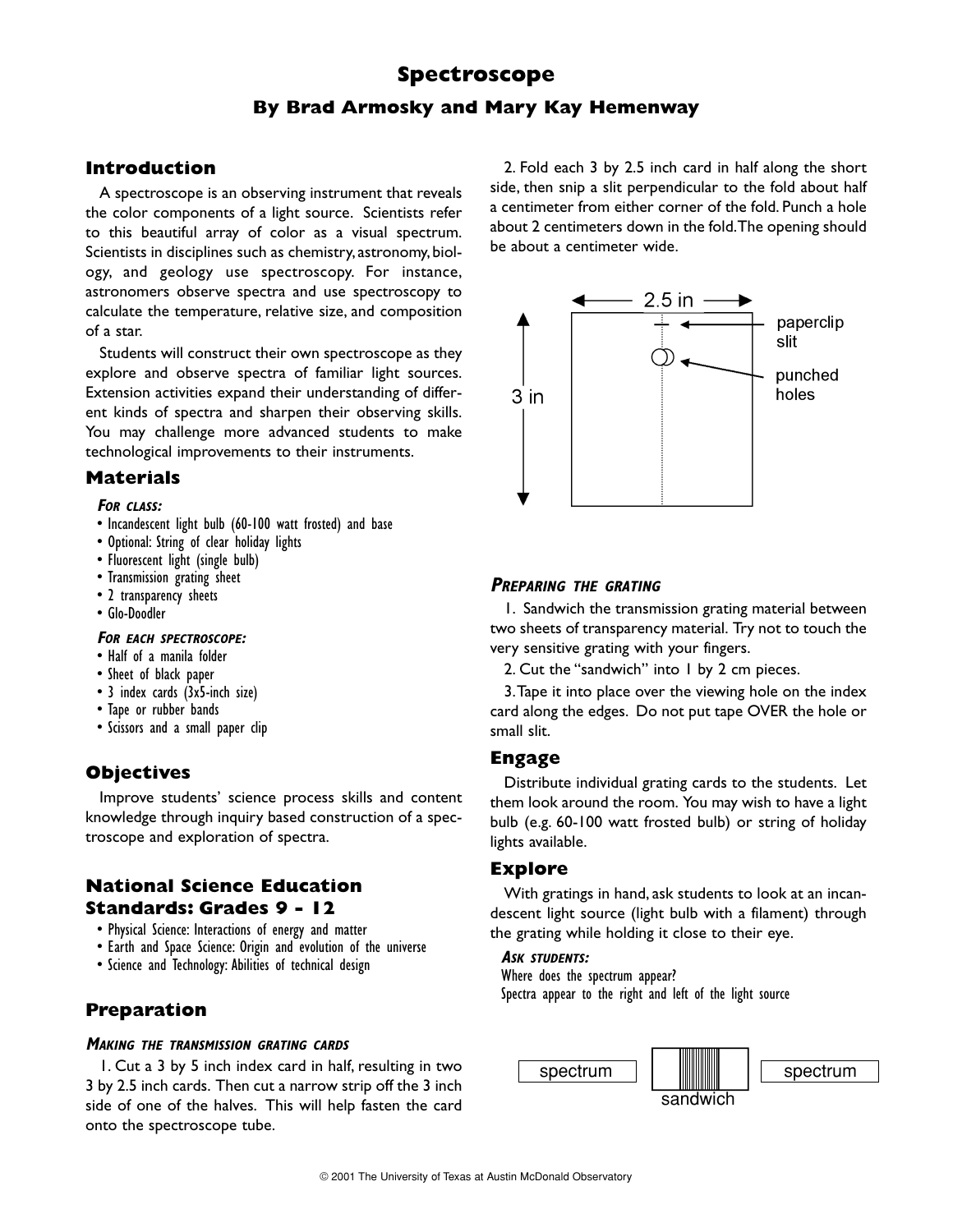# Spectroscope

## By Brad Armosky and Mary Kay Hemenway

## Introduction

A spectroscope is an observing instrument that reveals the color components of a light source. Scientists refer to this beautiful array of color as a visual spectrum. Scientists in disciplines such as chemistry, astronomy, biology, and geology use spectroscopy. For instance, astronomers observe spectra and use spectroscopy to calculate the temperature, relative size, and composition of a star.

Students will construct their own spectroscope as they explore and observe spectra of familiar light sources. Extension activities expand their understanding of different kinds of spectra and sharpen their observing skills. You may challenge more advanced students to make technological improvements to their instruments.

## Materials

***For class:***

- Incandescent light bulb (60-100 watt frosted) and base
- Optional: String of clear holiday lights
- Fluorescent light (single bulb)
- Transmission grating sheet
- 2 transparency sheets
- Glo-Doodler

***For each spectroscope:***

- Half of a manila folder
- Sheet of black paper
- 3 index cards (3x5-inch size)
- Tape or rubber bands
- Scissors and a small paper clip

## Objectives

Improve students' science process skills and content knowledge through inquiry based construction of a spectroscope and exploration of spectra.

## National Science Education Standards: Grades 9 - 12

- Physical Science: Interactions of energy and matter
- Earth and Space Science: Origin and evolution of the universe
- Science and Technology: Abilities of technical design

## Preparation

***Making the transmission grating cards***

1. Cut a 3 by 5 inch index card in half, resulting in two 3 by 2.5 inch cards. Then cut a narrow strip off the 3 inch side of one of the halves. This will help fasten the card onto the spectroscope tube.

2. Fold each 3 by 2.5 inch card in half along the short side, then snip a slit perpendicular to the fold about half a centimeter from either corner of the fold. Punch a hole about 2 centimeters down in the fold. The opening should be about a centimeter wide.

2.5 in

3 in

paperclip slit

punched holes

***Preparing the grating***

1. Sandwich the transmission grating material between two sheets of transparency material. Try not to touch the very sensitive grating with your fingers.

2. Cut the "sandwich" into 1 by 2 cm pieces.

3. Tape it into place over the viewing hole on the index card along the edges. Do not put tape OVER the hole or small slit.

## Engage

Distribute individual grating cards to the students. Let them look around the room. You may wish to have a light bulb (e.g. 60-100 watt frosted bulb) or string of holiday lights available.

## Explore

With gratings in hand, ask students to look at an incandescent light source (light bulb with a filament) through the grating while holding it close to their eye.

***Ask students:***

Where does the spectrum appear?

Spectra appear to the right and left of the light source

spectrum | sandwich | spectrum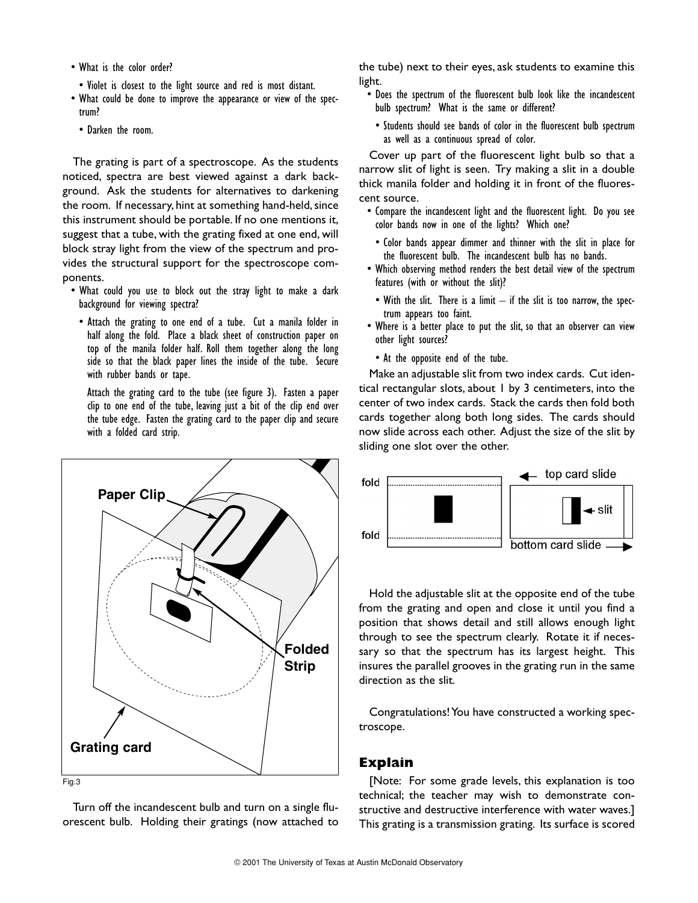- What is the color order?
  - Violet is closest to the light source and red is most distant.
- What could be done to improve the appearance or view of the spectrum?
  - Darken the room.

The grating is part of a spectroscope. As the students noticed, spectra are best viewed against a dark background. Ask the students for alternatives to darkening the room. If necessary, hint at something hand-held, since this instrument should be portable. If no one mentions it, suggest that a tube, with the grating fixed at one end, will block stray light from the view of the spectrum and provides the structural support for the spectroscope components.

- What could you use to block out the stray light to make a dark background for viewing spectra?
  - Attach the grating to one end of a tube. Cut a manila folder in half along the fold. Place a black sheet of construction paper on top of the manila folder half. Roll them together along the long side so that the black paper lines the inside of the tube. Secure with rubber bands or tape.

    Attach the grating card to the tube (see figure 3). Fasten a paper clip to one end of the tube, leaving just a bit of the clip end over the tube edge. Fasten the grating card to the paper clip and secure with a folded card strip.

Paper Clip

Folded Strip

Grating card

Fig.3

Turn off the incandescent bulb and turn on a single fluorescent bulb. Holding their gratings (now attached to the tube) next to their eyes, ask students to examine this light.

- Does the spectrum of the fluorescent bulb look like the incandescent bulb spectrum? What is the same or different?
  - Students should see bands of color in the fluorescent bulb spectrum as well as a continuous spread of color.

Cover up part of the fluorescent light bulb so that a narrow slit of light is seen. Try making a slit in a double thick manila folder and holding it in front of the fluorescent source.

- Compare the incandescent light and the fluorescent light. Do you see color bands now in one of the lights? Which one?
  - Color bands appear dimmer and thinner with the slit in place for the fluorescent bulb. The incandescent bulb has no bands.
- Which observing method renders the best detail view of the spectrum features (with or without the slit)?
  - With the slit. There is a limit – if the slit is too narrow, the spectrum appears too faint.
- Where is a better place to put the slit, so that an observer can view other light sources?
  - At the opposite end of the tube.

Make an adjustable slit from two index cards. Cut identical rectangular slots, about 1 by 3 centimeters, into the center of two index cards. Stack the cards then fold both cards together along both long sides. The cards should now slide across each other. Adjust the size of the slit by sliding one slot over the other.

fold | fold | top card slide | slit | bottom card slide

Hold the adjustable slit at the opposite end of the tube from the grating and open and close it until you find a position that shows detail and still allows enough light through to see the spectrum clearly. Rotate it if necessary so that the spectrum has its largest height. This insures the parallel grooves in the grating run in the same direction as the slit.

Congratulations! You have constructed a working spectroscope.

## Explain

[Note: For some grade levels, this explanation is too technical; the teacher may wish to demonstrate constructive and destructive interference with water waves.] This grating is a transmission grating. Its surface is scored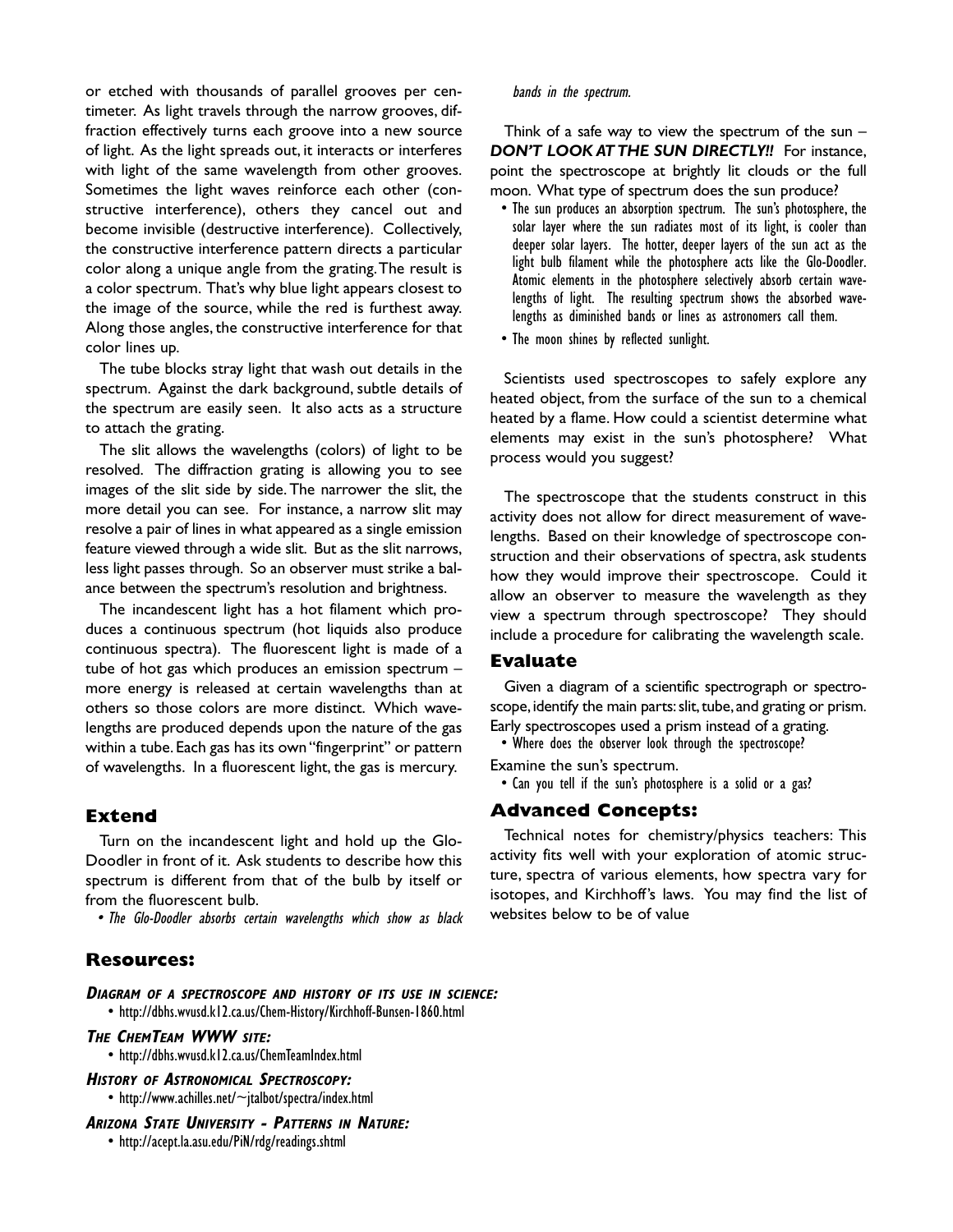or etched with thousands of parallel grooves per centimeter. As light travels through the narrow grooves, diffraction effectively turns each groove into a new source of light. As the light spreads out, it interacts or interferes with light of the same wavelength from other grooves. Sometimes the light waves reinforce each other (constructive interference), others they cancel out and become invisible (destructive interference). Collectively, the constructive interference pattern directs a particular color along a unique angle from the grating. The result is a color spectrum. That's why blue light appears closest to the image of the source, while the red is furthest away. Along those angles, the constructive interference for that color lines up.

The tube blocks stray light that wash out details in the spectrum. Against the dark background, subtle details of the spectrum are easily seen. It also acts as a structure to attach the grating.

The slit allows the wavelengths (colors) of light to be resolved. The diffraction grating is allowing you to see images of the slit side by side. The narrower the slit, the more detail you can see. For instance, a narrow slit may resolve a pair of lines in what appeared as a single emission feature viewed through a wide slit. But as the slit narrows, less light passes through. So an observer must strike a balance between the spectrum's resolution and brightness.

The incandescent light has a hot filament which produces a continuous spectrum (hot liquids also produce continuous spectra). The fluorescent light is made of a tube of hot gas which produces an emission spectrum – more energy is released at certain wavelengths than at others so those colors are more distinct. Which wavelengths are produced depends upon the nature of the gas within a tube. Each gas has its own "fingerprint" or pattern of wavelengths. In a fluorescent light, the gas is mercury.

## Extend

Turn on the incandescent light and hold up the Glo-Doodler in front of it. Ask students to describe how this spectrum is different from that of the bulb by itself or from the fluorescent bulb.

- *The Glo-Doodler absorbs certain wavelengths which show as black bands in the spectrum.*

Think of a safe way to view the spectrum of the sun – ***DON'T LOOK AT THE SUN DIRECTLY!!*** For instance, point the spectroscope at brightly lit clouds or the full moon. What type of spectrum does the sun produce?

- The sun produces an absorption spectrum. The sun's photosphere, the solar layer where the sun radiates most of its light, is cooler than deeper solar layers. The hotter, deeper layers of the sun act as the light bulb filament while the photosphere acts like the Glo-Doodler. Atomic elements in the photosphere selectively absorb certain wavelengths of light. The resulting spectrum shows the absorbed wavelengths as diminished bands or lines as astronomers call them.
- The moon shines by reflected sunlight.

Scientists used spectroscopes to safely explore any heated object, from the surface of the sun to a chemical heated by a flame. How could a scientist determine what elements may exist in the sun's photosphere? What process would you suggest?

The spectroscope that the students construct in this activity does not allow for direct measurement of wavelengths. Based on their knowledge of spectroscope construction and their observations of spectra, ask students how they would improve their spectroscope. Could it allow an observer to measure the wavelength as they view a spectrum through spectroscope? They should include a procedure for calibrating the wavelength scale.

## Evaluate

Given a diagram of a scientific spectrograph or spectroscope, identify the main parts: slit, tube, and grating or prism. Early spectroscopes used a prism instead of a grating.

- Where does the observer look through the spectroscope?

Examine the sun's spectrum.

- Can you tell if the sun's photosphere is a solid or a gas?

## Advanced Concepts:

Technical notes for chemistry/physics teachers: This activity fits well with your exploration of atomic structure, spectra of various elements, how spectra vary for isotopes, and Kirchhoff's laws. You may find the list of websites below to be of value

## Resources:

***DIAGRAM OF A SPECTROSCOPE AND HISTORY OF ITS USE IN SCIENCE:***

- http://dbhs.wvusd.k12.ca.us/Chem-History/Kirchhoff-Bunsen-1860.html

***THE CHEMTEAM WWW SITE:***

- http://dbhs.wvusd.k12.ca.us/ChemTeamIndex.html

***HISTORY OF ASTRONOMICAL SPECTROSCOPY:***

- http://www.achilles.net/~jtalbot/spectra/index.html

***ARIZONA STATE UNIVERSITY - PATTERNS IN NATURE:***

- http://acept.la.asu.edu/PiN/rdg/readings.shtml